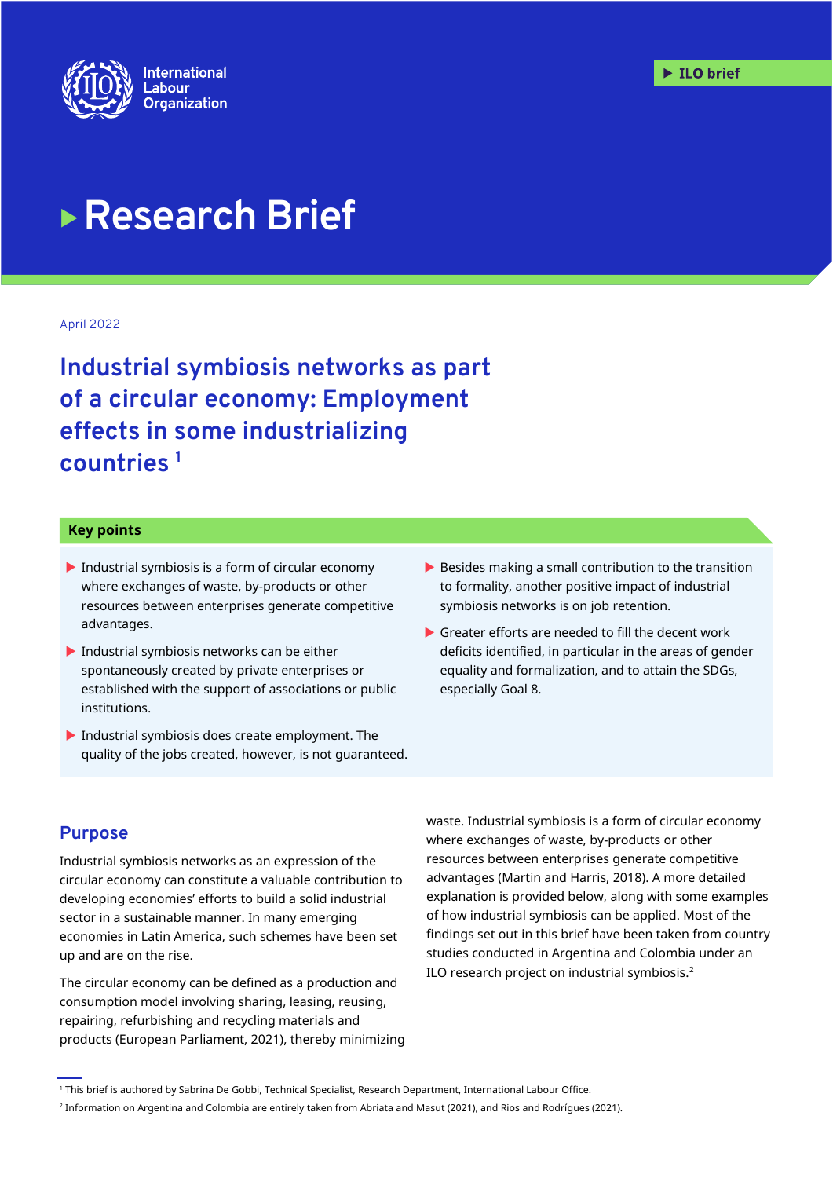International Labour Organization

ILO brief

# Research Brief

April 2022

## Industrial symbiosis networks as part of a circular economy: Employment effects in some industrializing countries [1]

### Key points

- Industrial symbiosis is a form of circular economy where exchanges of waste, by-products or other resources between enterprises generate competitive advantages.
- Industrial symbiosis networks can be either spontaneously created by private enterprises or established with the support of associations or public institutions.
- Industrial symbiosis does create employment. The quality of the jobs created, however, is not guaranteed.
- Besides making a small contribution to the transition to formality, another positive impact of industrial symbiosis networks is on job retention.
- Greater efforts are needed to fill the decent work deficits identified, in particular in the areas of gender equality and formalization, and to attain the SDGs, especially Goal 8.

## Purpose

Industrial symbiosis networks as an expression of the circular economy can constitute a valuable contribution to developing economies' efforts to build a solid industrial sector in a sustainable manner. In many emerging economies in Latin America, such schemes have been set up and are on the rise.

The circular economy can be defined as a production and consumption model involving sharing, leasing, reusing, repairing, refurbishing and recycling materials and products (European Parliament, 2021), thereby minimizing waste. Industrial symbiosis is a form of circular economy where exchanges of waste, by-products or other resources between enterprises generate competitive advantages (Martin and Harris, 2018). A more detailed explanation is provided below, along with some examples of how industrial symbiosis can be applied. Most of the findings set out in this brief have been taken from country studies conducted in Argentina and Colombia under an ILO research project on industrial symbiosis.[2]

---

[1] This brief is authored by Sabrina De Gobbi, Technical Specialist, Research Department, International Labour Office.

[2] Information on Argentina and Colombia are entirely taken from Abriata and Masut (2021), and Rios and Rodrígues (2021).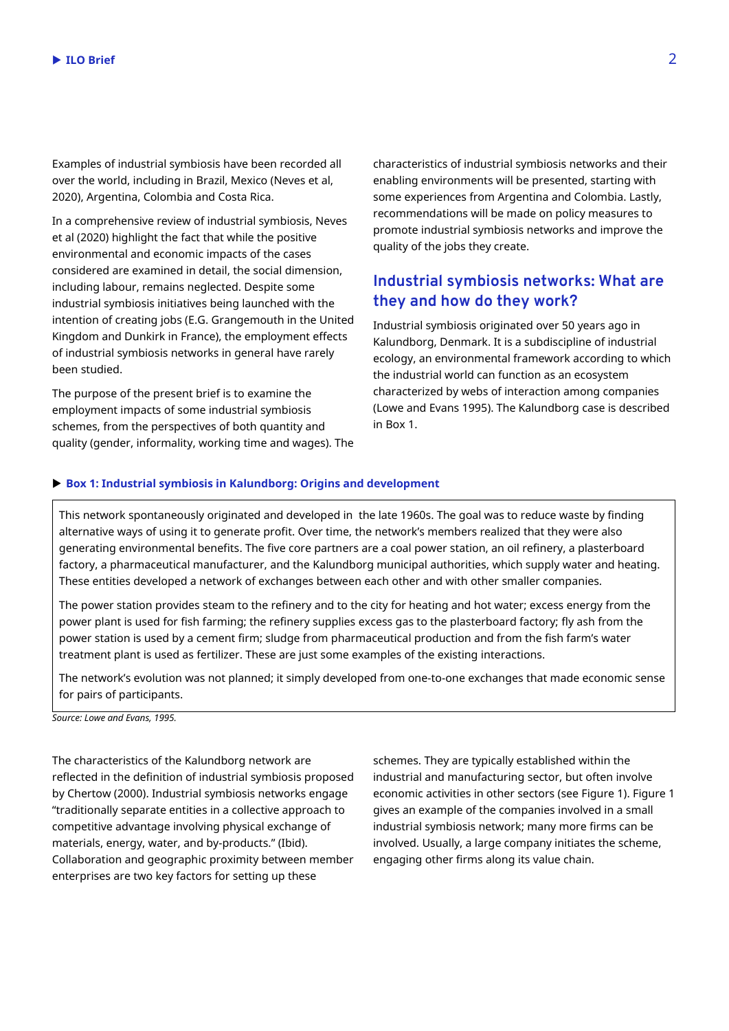Examples of industrial symbiosis have been recorded all over the world, including in Brazil, Mexico (Neves et al, 2020), Argentina, Colombia and Costa Rica.

In a comprehensive review of industrial symbiosis, Neves et al (2020) highlight the fact that while the positive environmental and economic impacts of the cases considered are examined in detail, the social dimension, including labour, remains neglected. Despite some industrial symbiosis initiatives being launched with the intention of creating jobs (E.G. Grangemouth in the United Kingdom and Dunkirk in France), the employment effects of industrial symbiosis networks in general have rarely been studied.

The purpose of the present brief is to examine the employment impacts of some industrial symbiosis schemes, from the perspectives of both quantity and quality (gender, informality, working time and wages). The characteristics of industrial symbiosis networks and their enabling environments will be presented, starting with some experiences from Argentina and Colombia. Lastly, recommendations will be made on policy measures to promote industrial symbiosis networks and improve the quality of the jobs they create.

## Industrial symbiosis networks: What are they and how do they work?

Industrial symbiosis originated over 50 years ago in Kalundborg, Denmark. It is a subdiscipline of industrial ecology, an environmental framework according to which the industrial world can function as an ecosystem characterized by webs of interaction among companies (Lowe and Evans 1995). The Kalundborg case is described in Box 1.

### ▶ Box 1: Industrial symbiosis in Kalundborg: Origins and development

This network spontaneously originated and developed in the late 1960s. The goal was to reduce waste by finding alternative ways of using it to generate profit. Over time, the network's members realized that they were also generating environmental benefits. The five core partners are a coal power station, an oil refinery, a plasterboard factory, a pharmaceutical manufacturer, and the Kalundborg municipal authorities, which supply water and heating. These entities developed a network of exchanges between each other and with other smaller companies.

The power station provides steam to the refinery and to the city for heating and hot water; excess energy from the power plant is used for fish farming; the refinery supplies excess gas to the plasterboard factory; fly ash from the power station is used by a cement firm; sludge from pharmaceutical production and from the fish farm's water treatment plant is used as fertilizer. These are just some examples of the existing interactions.

The network's evolution was not planned; it simply developed from one-to-one exchanges that made economic sense for pairs of participants.

*Source: Lowe and Evans, 1995.*

The characteristics of the Kalundborg network are reflected in the definition of industrial symbiosis proposed by Chertow (2000). Industrial symbiosis networks engage "traditionally separate entities in a collective approach to competitive advantage involving physical exchange of materials, energy, water, and by-products." (Ibid). Collaboration and geographic proximity between member enterprises are two key factors for setting up these schemes. They are typically established within the industrial and manufacturing sector, but often involve economic activities in other sectors (see Figure 1). Figure 1 gives an example of the companies involved in a small industrial symbiosis network; many more firms can be involved. Usually, a large company initiates the scheme, engaging other firms along its value chain.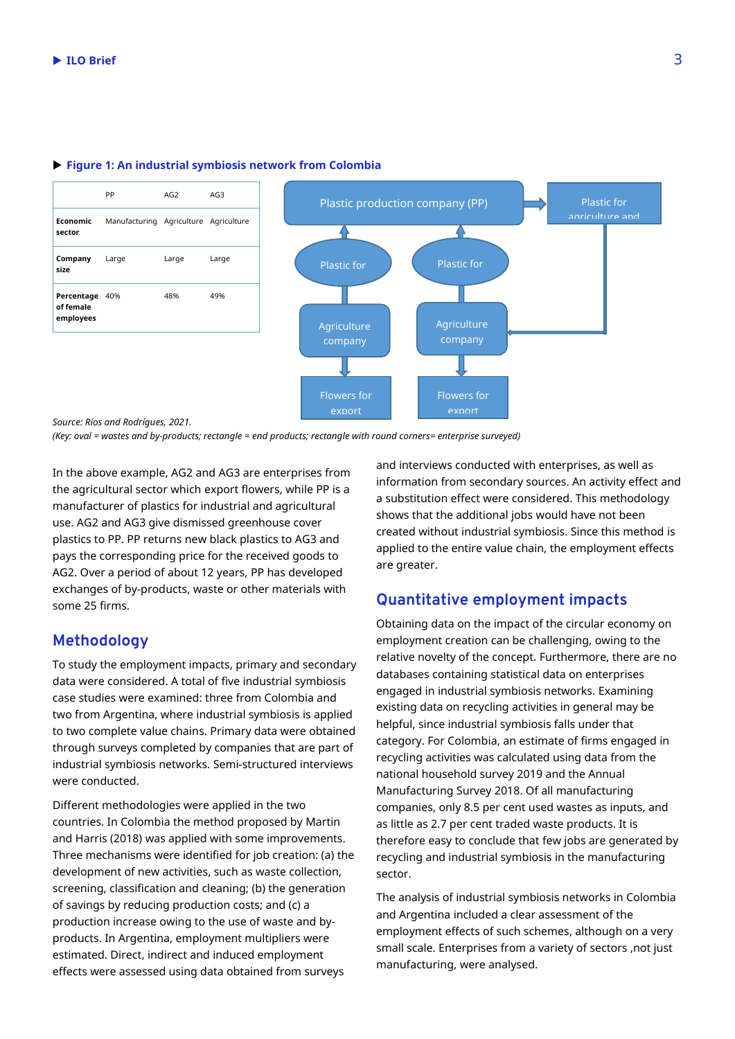**Figure 1: An industrial symbiosis network from Colombia**

| | PP | AG2 | AG3 |
|---|---|---|---|
| **Economic sector** | Manufacturing | Agriculture | Agriculture |
| **Company size** | Large | Large | Large |
| **Percentage of female employees** | 40% | 48% | 49% |

Plastic production company (PP) | Plastic for agriculture and | Plastic for | Plastic for | Agriculture company | Agriculture company | Flowers for export | Flowers for export

*Source: Ríos and Rodrígues, 2021.*
*(Key: oval = wastes and by-products; rectangle = end products; rectangle with round corners= enterprise surveyed)*

In the above example, AG2 and AG3 are enterprises from the agricultural sector which export flowers, while PP is a manufacturer of plastics for industrial and agricultural use. AG2 and AG3 give dismissed greenhouse cover plastics to PP. PP returns new black plastics to AG3 and pays the corresponding price for the received goods to AG2. Over a period of about 12 years, PP has developed exchanges of by-products, waste or other materials with some 25 firms.

## Methodology

To study the employment impacts, primary and secondary data were considered. A total of five industrial symbiosis case studies were examined: three from Colombia and two from Argentina, where industrial symbiosis is applied to two complete value chains. Primary data were obtained through surveys completed by companies that are part of industrial symbiosis networks. Semi-structured interviews were conducted.

Different methodologies were applied in the two countries. In Colombia the method proposed by Martin and Harris (2018) was applied with some improvements. Three mechanisms were identified for job creation: (a) the development of new activities, such as waste collection, screening, classification and cleaning; (b) the generation of savings by reducing production costs; and (c) a production increase owing to the use of waste and by-products. In Argentina, employment multipliers were estimated. Direct, indirect and induced employment effects were assessed using data obtained from surveys and interviews conducted with enterprises, as well as information from secondary sources. An activity effect and a substitution effect were considered. This methodology shows that the additional jobs would have not been created without industrial symbiosis. Since this method is applied to the entire value chain, the employment effects are greater.

## Quantitative employment impacts

Obtaining data on the impact of the circular economy on employment creation can be challenging, owing to the relative novelty of the concept. Furthermore, there are no databases containing statistical data on enterprises engaged in industrial symbiosis networks. Examining existing data on recycling activities in general may be helpful, since industrial symbiosis falls under that category. For Colombia, an estimate of firms engaged in recycling activities was calculated using data from the national household survey 2019 and the Annual Manufacturing Survey 2018. Of all manufacturing companies, only 8.5 per cent used wastes as inputs, and as little as 2.7 per cent traded waste products. It is therefore easy to conclude that few jobs are generated by recycling and industrial symbiosis in the manufacturing sector.

The analysis of industrial symbiosis networks in Colombia and Argentina included a clear assessment of the employment effects of such schemes, although on a very small scale. Enterprises from a variety of sectors ,not just manufacturing, were analysed.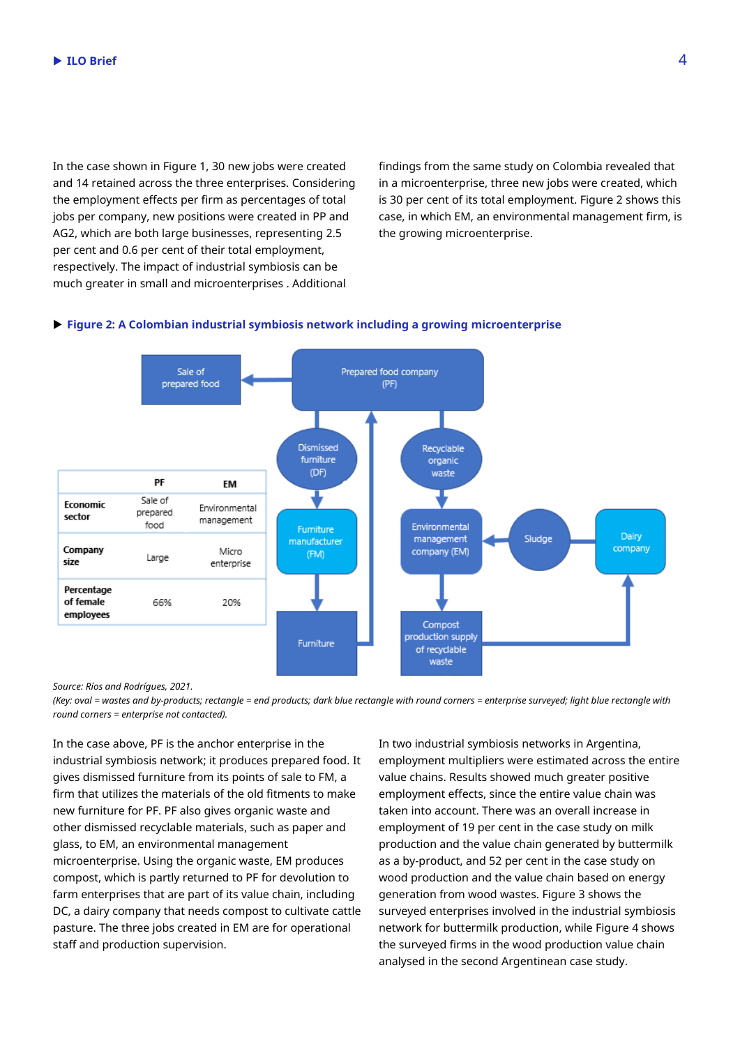In the case shown in Figure 1, 30 new jobs were created and 14 retained across the three enterprises. Considering the employment effects per firm as percentages of total jobs per company, new positions were created in PP and AG2, which are both large businesses, representing 2.5 per cent and 0.6 per cent of their total employment, respectively. The impact of industrial symbiosis can be much greater in small and microenterprises . Additional findings from the same study on Colombia revealed that in a microenterprise, three new jobs were created, which is 30 per cent of its total employment. Figure 2 shows this case, in which EM, an environmental management firm, is the growing microenterprise.

**Figure 2: A Colombian industrial symbiosis network including a growing microenterprise**

| | PF | EM |
|---|---|---|
| **Economic sector** | Sale of prepared food | Environmental management |
| **Company size** | Large | Micro enterprise |
| **Percentage of female employees** | 66% | 20% |

Sale of prepared food ← Prepared food company (PF)

Prepared food company (PF) → Dismissed furniture (DF) → Furniture manufacturer (FM) → Furniture → Prepared food company (PF)

Prepared food company (PF) → Recyclable organic waste → Environmental management company (EM) → Compost production supply of recyclable waste → Dairy company

Dairy company → Sludge → Environmental management company (EM)

*Source: Ríos and Rodrígues, 2021.*

*(Key: oval = wastes and by-products; rectangle = end products; dark blue rectangle with round corners = enterprise surveyed; light blue rectangle with round corners = enterprise not contacted).*

In the case above, PF is the anchor enterprise in the industrial symbiosis network; it produces prepared food. It gives dismissed furniture from its points of sale to FM, a firm that utilizes the materials of the old fitments to make new furniture for PF. PF also gives organic waste and other dismissed recyclable materials, such as paper and glass, to EM, an environmental management microenterprise. Using the organic waste, EM produces compost, which is partly returned to PF for devolution to farm enterprises that are part of its value chain, including DC, a dairy company that needs compost to cultivate cattle pasture. The three jobs created in EM are for operational staff and production supervision.

In two industrial symbiosis networks in Argentina, employment multipliers were estimated across the entire value chains. Results showed much greater positive employment effects, since the entire value chain was taken into account. There was an overall increase in employment of 19 per cent in the case study on milk production and the value chain generated by buttermilk as a by-product, and 52 per cent in the case study on wood production and the value chain based on energy generation from wood wastes. Figure 3 shows the surveyed enterprises involved in the industrial symbiosis network for buttermilk production, while Figure 4 shows the surveyed firms in the wood production value chain analysed in the second Argentinean case study.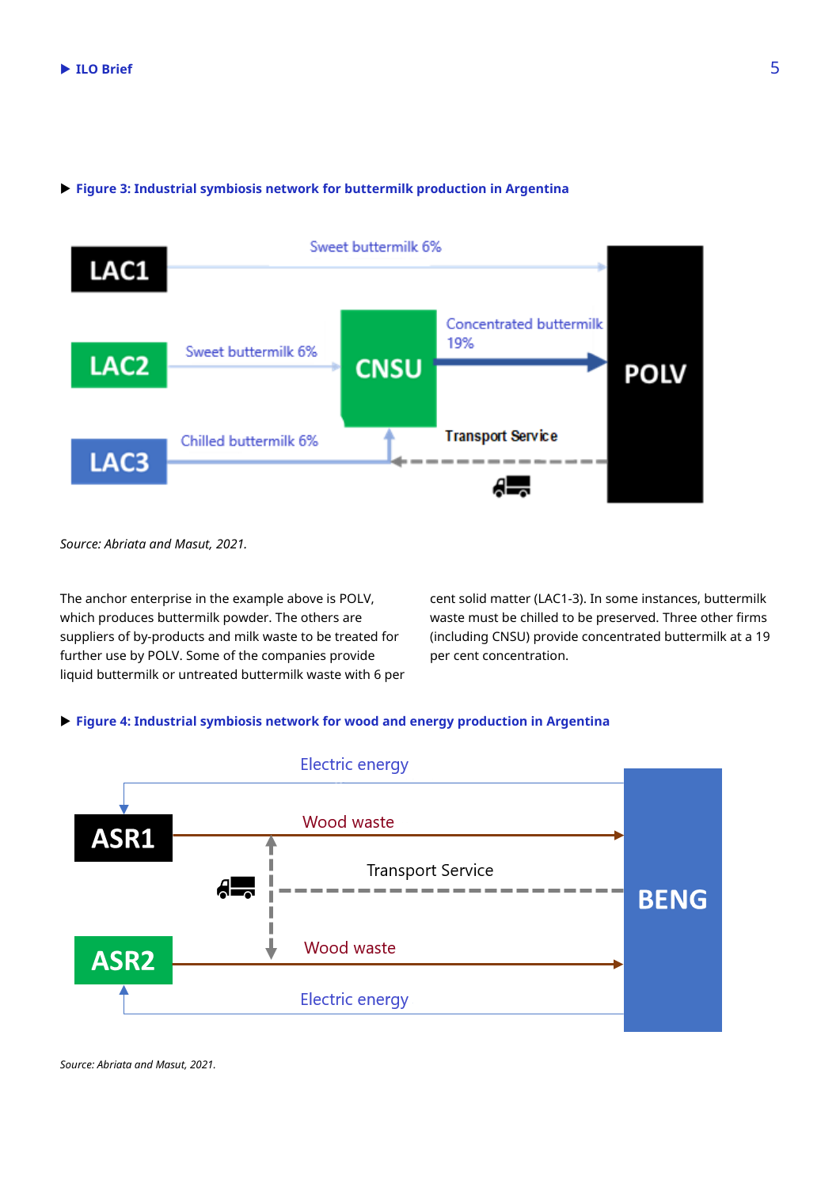**Figure 3: Industrial symbiosis network for buttermilk production in Argentina**

*Source: Abriata and Masut, 2021.*

The anchor enterprise in the example above is POLV, which produces buttermilk powder. The others are suppliers of by-products and milk waste to be treated for further use by POLV. Some of the companies provide liquid buttermilk or untreated buttermilk waste with 6 per cent solid matter (LAC1-3). In some instances, buttermilk waste must be chilled to be preserved. Three other firms (including CNSU) provide concentrated buttermilk at a 19 per cent concentration.

**Figure 4: Industrial symbiosis network for wood and energy production in Argentina**

*Source: Abriata and Masut, 2021.*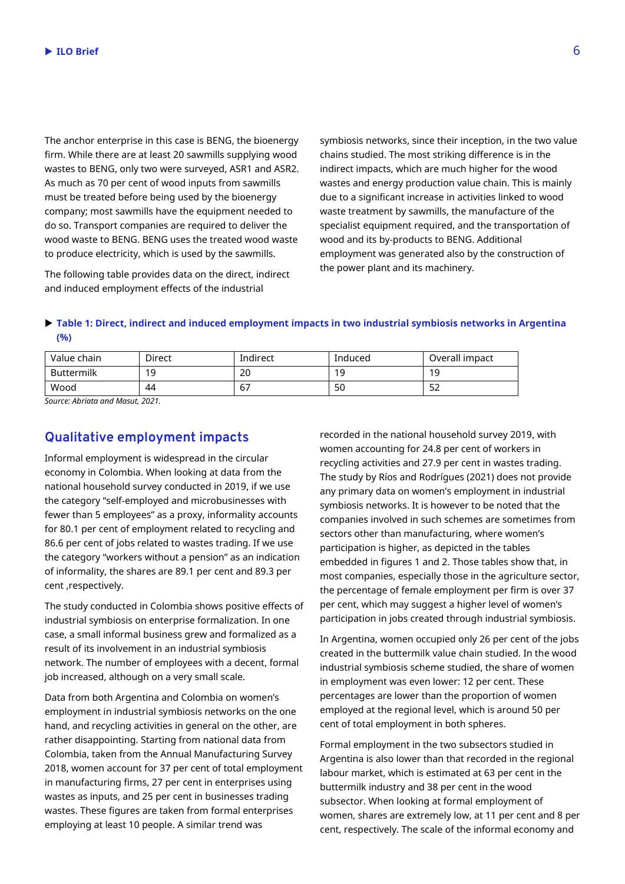The anchor enterprise in this case is BENG, the bioenergy firm. While there are at least 20 sawmills supplying wood wastes to BENG, only two were surveyed, ASR1 and ASR2. As much as 70 per cent of wood inputs from sawmills must be treated before being used by the bioenergy company; most sawmills have the equipment needed to do so. Transport companies are required to deliver the wood waste to BENG. BENG uses the treated wood waste to produce electricity, which is used by the sawmills.

The following table provides data on the direct, indirect and induced employment effects of the industrial symbiosis networks, since their inception, in the two value chains studied. The most striking difference is in the indirect impacts, which are much higher for the wood wastes and energy production value chain. This is mainly due to a significant increase in activities linked to wood waste treatment by sawmills, the manufacture of the specialist equipment required, and the transportation of wood and its by-products to BENG. Additional employment was generated also by the construction of the power plant and its machinery.

**Table 1: Direct, indirect and induced employment impacts in two industrial symbiosis networks in Argentina (%)**

| Value chain | Direct | Indirect | Induced | Overall impact |
|---|---|---|---|---|
| Buttermilk | 19 | 20 | 19 | 19 |
| Wood | 44 | 67 | 50 | 52 |

*Source: Abriata and Masut, 2021.*

## Qualitative employment impacts

Informal employment is widespread in the circular economy in Colombia. When looking at data from the national household survey conducted in 2019, if we use the category "self-employed and microbusinesses with fewer than 5 employees" as a proxy, informality accounts for 80.1 per cent of employment related to recycling and 86.6 per cent of jobs related to wastes trading. If we use the category "workers without a pension" as an indication of informality, the shares are 89.1 per cent and 89.3 per cent ,respectively.

The study conducted in Colombia shows positive effects of industrial symbiosis on enterprise formalization. In one case, a small informal business grew and formalized as a result of its involvement in an industrial symbiosis network. The number of employees with a decent, formal job increased, although on a very small scale.

Data from both Argentina and Colombia on women's employment in industrial symbiosis networks on the one hand, and recycling activities in general on the other, are rather disappointing. Starting from national data from Colombia, taken from the Annual Manufacturing Survey 2018, women account for 37 per cent of total employment in manufacturing firms, 27 per cent in enterprises using wastes as inputs, and 25 per cent in businesses trading wastes. These figures are taken from formal enterprises employing at least 10 people. A similar trend was recorded in the national household survey 2019, with women accounting for 24.8 per cent of workers in recycling activities and 27.9 per cent in wastes trading. The study by Ríos and Rodrígues (2021) does not provide any primary data on women's employment in industrial symbiosis networks. It is however to be noted that the companies involved in such schemes are sometimes from sectors other than manufacturing, where women's participation is higher, as depicted in the tables embedded in figures 1 and 2. Those tables show that, in most companies, especially those in the agriculture sector, the percentage of female employment per firm is over 37 per cent, which may suggest a higher level of women's participation in jobs created through industrial symbiosis.

In Argentina, women occupied only 26 per cent of the jobs created in the buttermilk value chain studied. In the wood industrial symbiosis scheme studied, the share of women in employment was even lower: 12 per cent. These percentages are lower than the proportion of women employed at the regional level, which is around 50 per cent of total employment in both spheres.

Formal employment in the two subsectors studied in Argentina is also lower than that recorded in the regional labour market, which is estimated at 63 per cent in the buttermilk industry and 38 per cent in the wood subsector. When looking at formal employment of women, shares are extremely low, at 11 per cent and 8 per cent, respectively. The scale of the informal economy and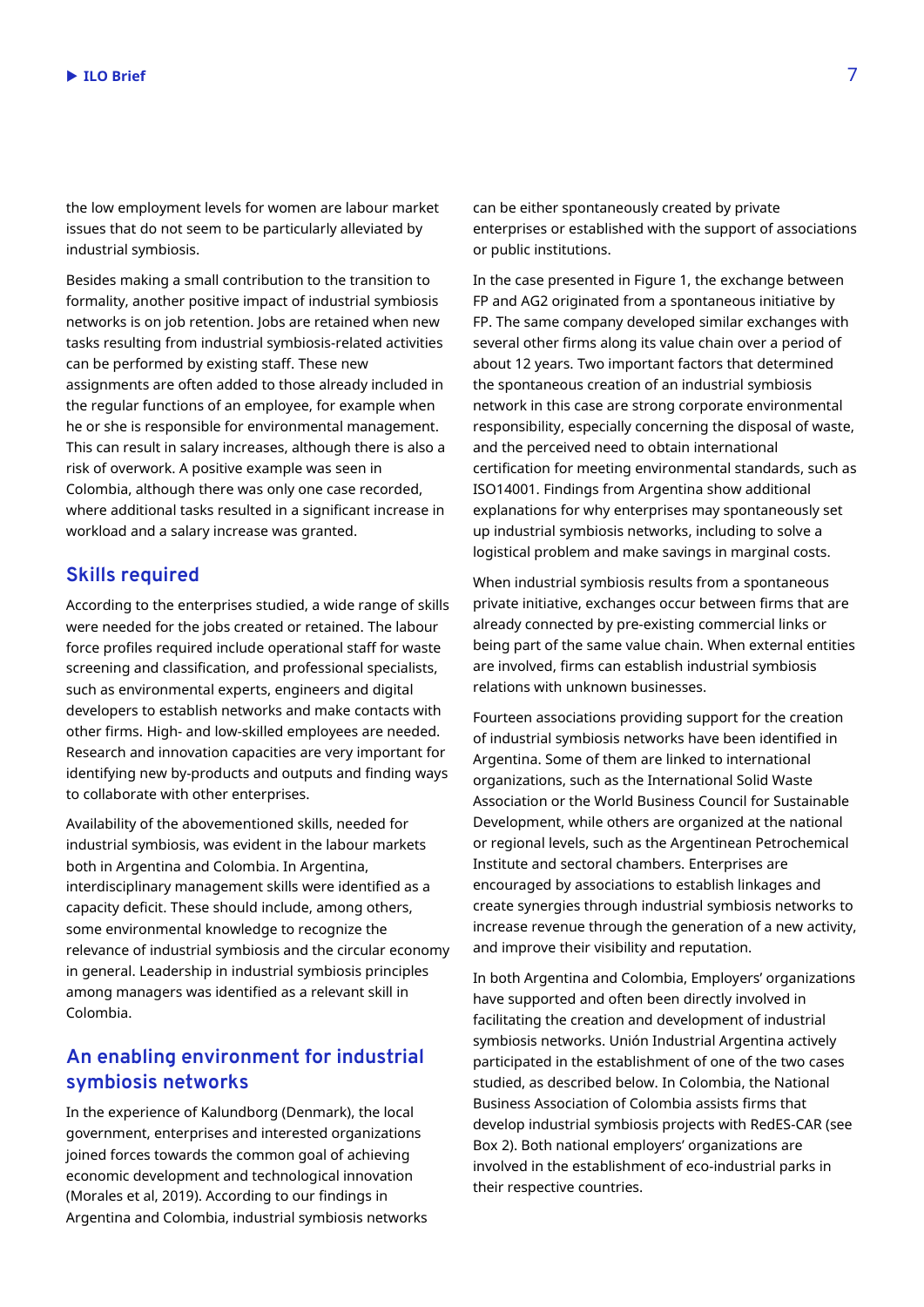the low employment levels for women are labour market issues that do not seem to be particularly alleviated by industrial symbiosis.

Besides making a small contribution to the transition to formality, another positive impact of industrial symbiosis networks is on job retention. Jobs are retained when new tasks resulting from industrial symbiosis-related activities can be performed by existing staff. These new assignments are often added to those already included in the regular functions of an employee, for example when he or she is responsible for environmental management. This can result in salary increases, although there is also a risk of overwork. A positive example was seen in Colombia, although there was only one case recorded, where additional tasks resulted in a significant increase in workload and a salary increase was granted.

## Skills required

According to the enterprises studied, a wide range of skills were needed for the jobs created or retained. The labour force profiles required include operational staff for waste screening and classification, and professional specialists, such as environmental experts, engineers and digital developers to establish networks and make contacts with other firms. High- and low-skilled employees are needed. Research and innovation capacities are very important for identifying new by-products and outputs and finding ways to collaborate with other enterprises.

Availability of the abovementioned skills, needed for industrial symbiosis, was evident in the labour markets both in Argentina and Colombia. In Argentina, interdisciplinary management skills were identified as a capacity deficit. These should include, among others, some environmental knowledge to recognize the relevance of industrial symbiosis and the circular economy in general. Leadership in industrial symbiosis principles among managers was identified as a relevant skill in Colombia.

## An enabling environment for industrial symbiosis networks

In the experience of Kalundborg (Denmark), the local government, enterprises and interested organizations joined forces towards the common goal of achieving economic development and technological innovation (Morales et al, 2019). According to our findings in Argentina and Colombia, industrial symbiosis networks can be either spontaneously created by private enterprises or established with the support of associations or public institutions.

In the case presented in Figure 1, the exchange between FP and AG2 originated from a spontaneous initiative by FP. The same company developed similar exchanges with several other firms along its value chain over a period of about 12 years. Two important factors that determined the spontaneous creation of an industrial symbiosis network in this case are strong corporate environmental responsibility, especially concerning the disposal of waste, and the perceived need to obtain international certification for meeting environmental standards, such as ISO14001. Findings from Argentina show additional explanations for why enterprises may spontaneously set up industrial symbiosis networks, including to solve a logistical problem and make savings in marginal costs.

When industrial symbiosis results from a spontaneous private initiative, exchanges occur between firms that are already connected by pre-existing commercial links or being part of the same value chain. When external entities are involved, firms can establish industrial symbiosis relations with unknown businesses.

Fourteen associations providing support for the creation of industrial symbiosis networks have been identified in Argentina. Some of them are linked to international organizations, such as the International Solid Waste Association or the World Business Council for Sustainable Development, while others are organized at the national or regional levels, such as the Argentinean Petrochemical Institute and sectoral chambers. Enterprises are encouraged by associations to establish linkages and create synergies through industrial symbiosis networks to increase revenue through the generation of a new activity, and improve their visibility and reputation.

In both Argentina and Colombia, Employers' organizations have supported and often been directly involved in facilitating the creation and development of industrial symbiosis networks. Unión Industrial Argentina actively participated in the establishment of one of the two cases studied, as described below. In Colombia, the National Business Association of Colombia assists firms that develop industrial symbiosis projects with RedES-CAR (see Box 2). Both national employers' organizations are involved in the establishment of eco-industrial parks in their respective countries.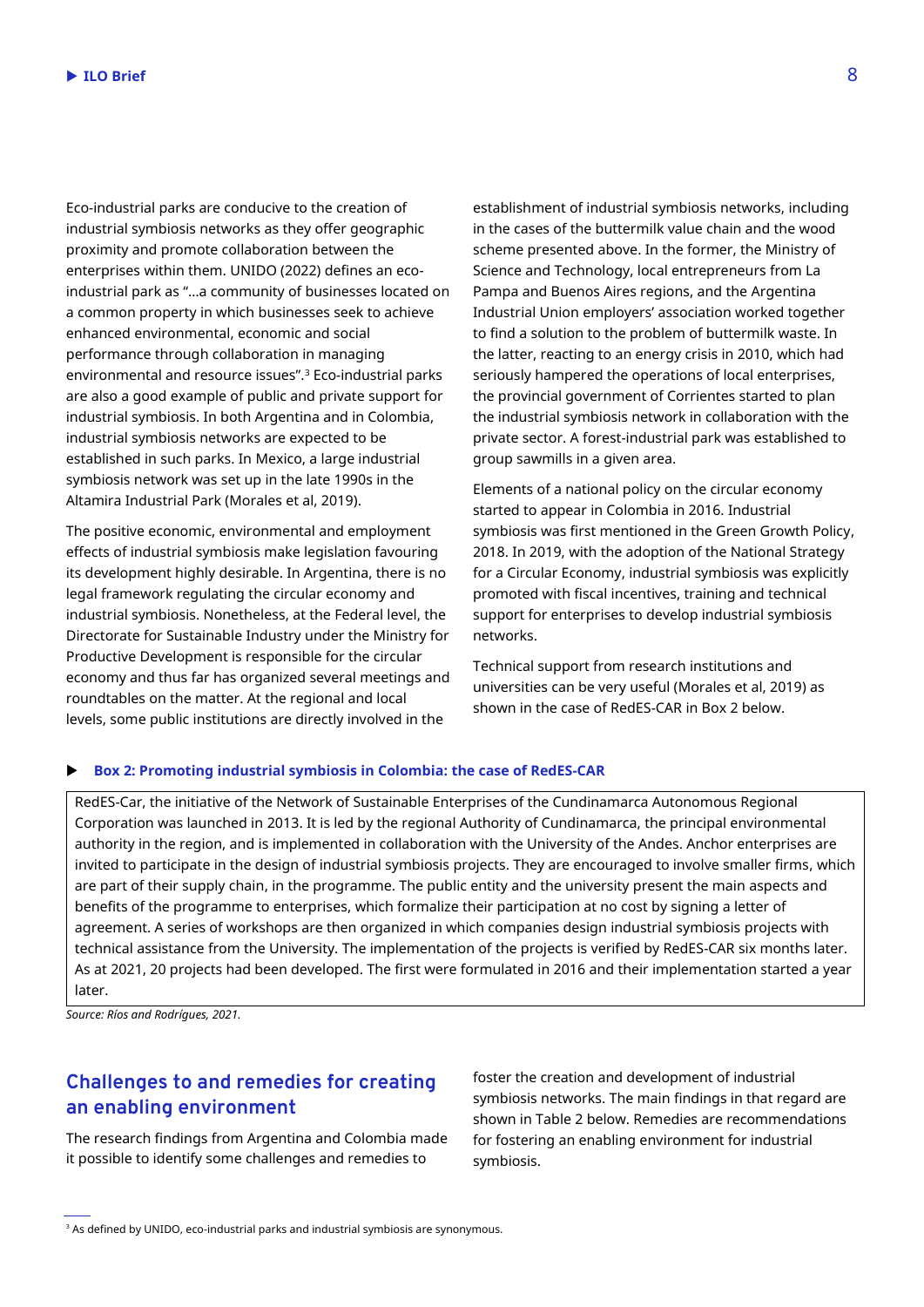Eco-industrial parks are conducive to the creation of industrial symbiosis networks as they offer geographic proximity and promote collaboration between the enterprises within them. UNIDO (2022) defines an eco-industrial park as "…a community of businesses located on a common property in which businesses seek to achieve enhanced environmental, economic and social performance through collaboration in managing environmental and resource issues".[3] Eco-industrial parks are also a good example of public and private support for industrial symbiosis. In both Argentina and in Colombia, industrial symbiosis networks are expected to be established in such parks. In Mexico, a large industrial symbiosis network was set up in the late 1990s in the Altamira Industrial Park (Morales et al, 2019).

The positive economic, environmental and employment effects of industrial symbiosis make legislation favouring its development highly desirable. In Argentina, there is no legal framework regulating the circular economy and industrial symbiosis. Nonetheless, at the Federal level, the Directorate for Sustainable Industry under the Ministry for Productive Development is responsible for the circular economy and thus far has organized several meetings and roundtables on the matter. At the regional and local levels, some public institutions are directly involved in the establishment of industrial symbiosis networks, including in the cases of the buttermilk value chain and the wood scheme presented above. In the former, the Ministry of Science and Technology, local entrepreneurs from La Pampa and Buenos Aires regions, and the Argentina Industrial Union employers' association worked together to find a solution to the problem of buttermilk waste. In the latter, reacting to an energy crisis in 2010, which had seriously hampered the operations of local enterprises, the provincial government of Corrientes started to plan the industrial symbiosis network in collaboration with the private sector. A forest-industrial park was established to group sawmills in a given area.

Elements of a national policy on the circular economy started to appear in Colombia in 2016. Industrial symbiosis was first mentioned in the Green Growth Policy, 2018. In 2019, with the adoption of the National Strategy for a Circular Economy, industrial symbiosis was explicitly promoted with fiscal incentives, training and technical support for enterprises to develop industrial symbiosis networks.

Technical support from research institutions and universities can be very useful (Morales et al, 2019) as shown in the case of RedES-CAR in Box 2 below.

**Box 2: Promoting industrial symbiosis in Colombia: the case of RedES-CAR**

RedES-Car, the initiative of the Network of Sustainable Enterprises of the Cundinamarca Autonomous Regional Corporation was launched in 2013. It is led by the regional Authority of Cundinamarca, the principal environmental authority in the region, and is implemented in collaboration with the University of the Andes. Anchor enterprises are invited to participate in the design of industrial symbiosis projects. They are encouraged to involve smaller firms, which are part of their supply chain, in the programme. The public entity and the university present the main aspects and benefits of the programme to enterprises, which formalize their participation at no cost by signing a letter of agreement. A series of workshops are then organized in which companies design industrial symbiosis projects with technical assistance from the University. The implementation of the projects is verified by RedES-CAR six months later. As at 2021, 20 projects had been developed. The first were formulated in 2016 and their implementation started a year later.

*Source: Ríos and Rodrígues, 2021.*

## Challenges to and remedies for creating an enabling environment

The research findings from Argentina and Colombia made it possible to identify some challenges and remedies to foster the creation and development of industrial symbiosis networks. The main findings in that regard are shown in Table 2 below. Remedies are recommendations for fostering an enabling environment for industrial symbiosis.

[3] As defined by UNIDO, eco-industrial parks and industrial symbiosis are synonymous.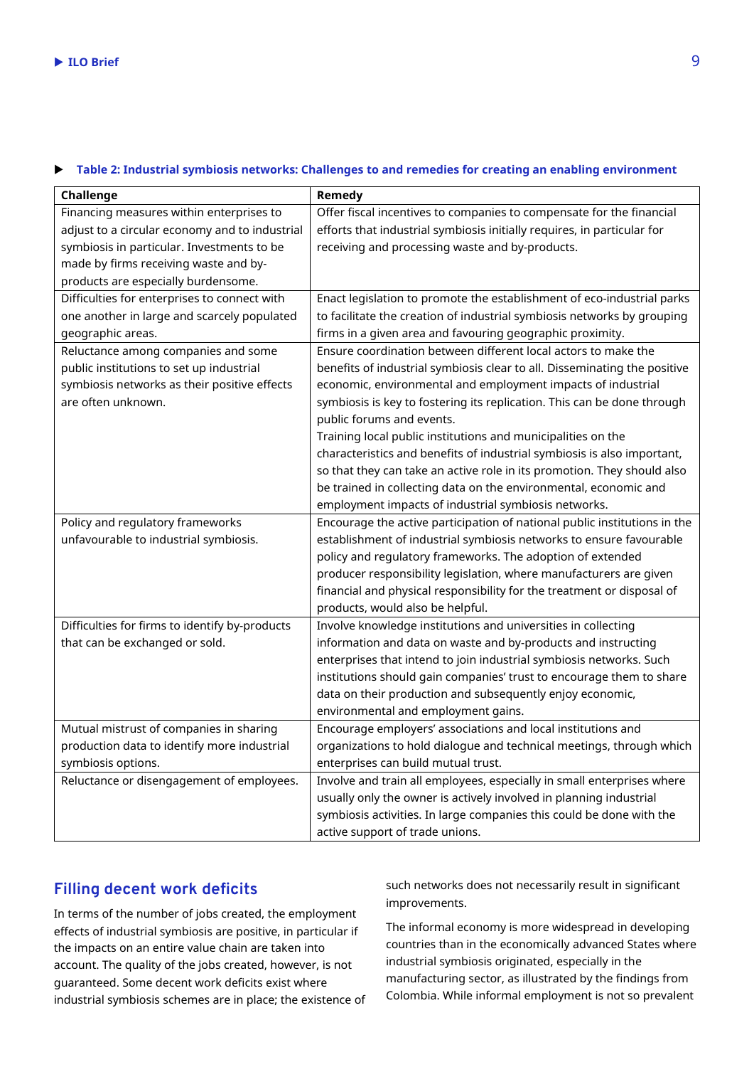**Table 2: Industrial symbiosis networks: Challenges to and remedies for creating an enabling environment**

| Challenge | Remedy |
|---|---|
| Financing measures within enterprises to adjust to a circular economy and to industrial symbiosis in particular. Investments to be made by firms receiving waste and by-products are especially burdensome. | Offer fiscal incentives to companies to compensate for the financial efforts that industrial symbiosis initially requires, in particular for receiving and processing waste and by-products. |
| Difficulties for enterprises to connect with one another in large and scarcely populated geographic areas. | Enact legislation to promote the establishment of eco-industrial parks to facilitate the creation of industrial symbiosis networks by grouping firms in a given area and favouring geographic proximity. |
| Reluctance among companies and some public institutions to set up industrial symbiosis networks as their positive effects are often unknown. | Ensure coordination between different local actors to make the benefits of industrial symbiosis clear to all. Disseminating the positive economic, environmental and employment impacts of industrial symbiosis is key to fostering its replication. This can be done through public forums and events. Training local public institutions and municipalities on the characteristics and benefits of industrial symbiosis is also important, so that they can take an active role in its promotion. They should also be trained in collecting data on the environmental, economic and employment impacts of industrial symbiosis networks. |
| Policy and regulatory frameworks unfavourable to industrial symbiosis. | Encourage the active participation of national public institutions in the establishment of industrial symbiosis networks to ensure favourable policy and regulatory frameworks. The adoption of extended producer responsibility legislation, where manufacturers are given financial and physical responsibility for the treatment or disposal of products, would also be helpful. |
| Difficulties for firms to identify by-products that can be exchanged or sold. | Involve knowledge institutions and universities in collecting information and data on waste and by-products and instructing enterprises that intend to join industrial symbiosis networks. Such institutions should gain companies' trust to encourage them to share data on their production and subsequently enjoy economic, environmental and employment gains. |
| Mutual mistrust of companies in sharing production data to identify more industrial symbiosis options. | Encourage employers' associations and local institutions and organizations to hold dialogue and technical meetings, through which enterprises can build mutual trust. |
| Reluctance or disengagement of employees. | Involve and train all employees, especially in small enterprises where usually only the owner is actively involved in planning industrial symbiosis activities. In large companies this could be done with the active support of trade unions. |

## Filling decent work deficits

In terms of the number of jobs created, the employment effects of industrial symbiosis are positive, in particular if the impacts on an entire value chain are taken into account. The quality of the jobs created, however, is not guaranteed. Some decent work deficits exist where industrial symbiosis schemes are in place; the existence of such networks does not necessarily result in significant improvements.

The informal economy is more widespread in developing countries than in the economically advanced States where industrial symbiosis originated, especially in the manufacturing sector, as illustrated by the findings from Colombia. While informal employment is not so prevalent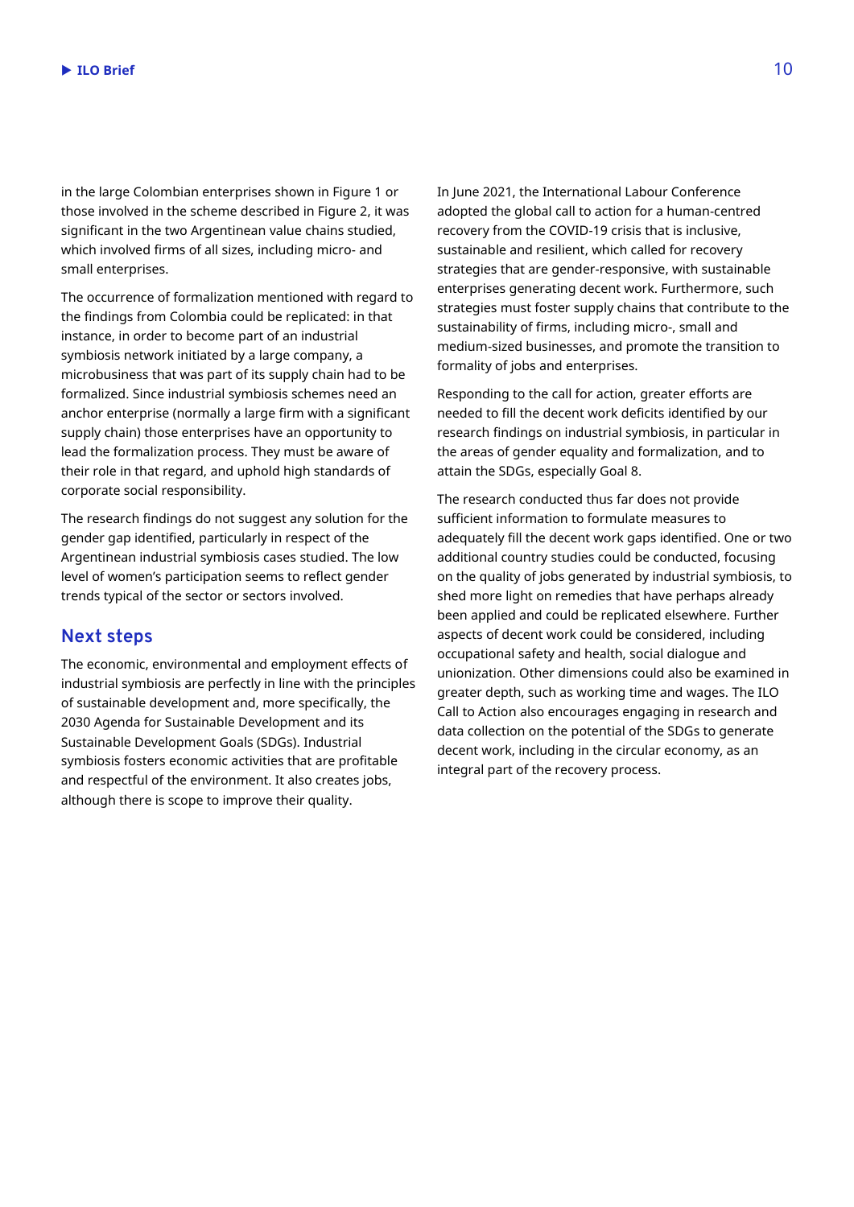in the large Colombian enterprises shown in Figure 1 or those involved in the scheme described in Figure 2, it was significant in the two Argentinean value chains studied, which involved firms of all sizes, including micro- and small enterprises.

The occurrence of formalization mentioned with regard to the findings from Colombia could be replicated: in that instance, in order to become part of an industrial symbiosis network initiated by a large company, a microbusiness that was part of its supply chain had to be formalized. Since industrial symbiosis schemes need an anchor enterprise (normally a large firm with a significant supply chain) those enterprises have an opportunity to lead the formalization process. They must be aware of their role in that regard, and uphold high standards of corporate social responsibility.

The research findings do not suggest any solution for the gender gap identified, particularly in respect of the Argentinean industrial symbiosis cases studied. The low level of women's participation seems to reflect gender trends typical of the sector or sectors involved.

## Next steps

The economic, environmental and employment effects of industrial symbiosis are perfectly in line with the principles of sustainable development and, more specifically, the 2030 Agenda for Sustainable Development and its Sustainable Development Goals (SDGs). Industrial symbiosis fosters economic activities that are profitable and respectful of the environment. It also creates jobs, although there is scope to improve their quality.

In June 2021, the International Labour Conference adopted the global call to action for a human-centred recovery from the COVID-19 crisis that is inclusive, sustainable and resilient, which called for recovery strategies that are gender-responsive, with sustainable enterprises generating decent work. Furthermore, such strategies must foster supply chains that contribute to the sustainability of firms, including micro-, small and medium-sized businesses, and promote the transition to formality of jobs and enterprises.

Responding to the call for action, greater efforts are needed to fill the decent work deficits identified by our research findings on industrial symbiosis, in particular in the areas of gender equality and formalization, and to attain the SDGs, especially Goal 8.

The research conducted thus far does not provide sufficient information to formulate measures to adequately fill the decent work gaps identified. One or two additional country studies could be conducted, focusing on the quality of jobs generated by industrial symbiosis, to shed more light on remedies that have perhaps already been applied and could be replicated elsewhere. Further aspects of decent work could be considered, including occupational safety and health, social dialogue and unionization. Other dimensions could also be examined in greater depth, such as working time and wages. The ILO Call to Action also encourages engaging in research and data collection on the potential of the SDGs to generate decent work, including in the circular economy, as an integral part of the recovery process.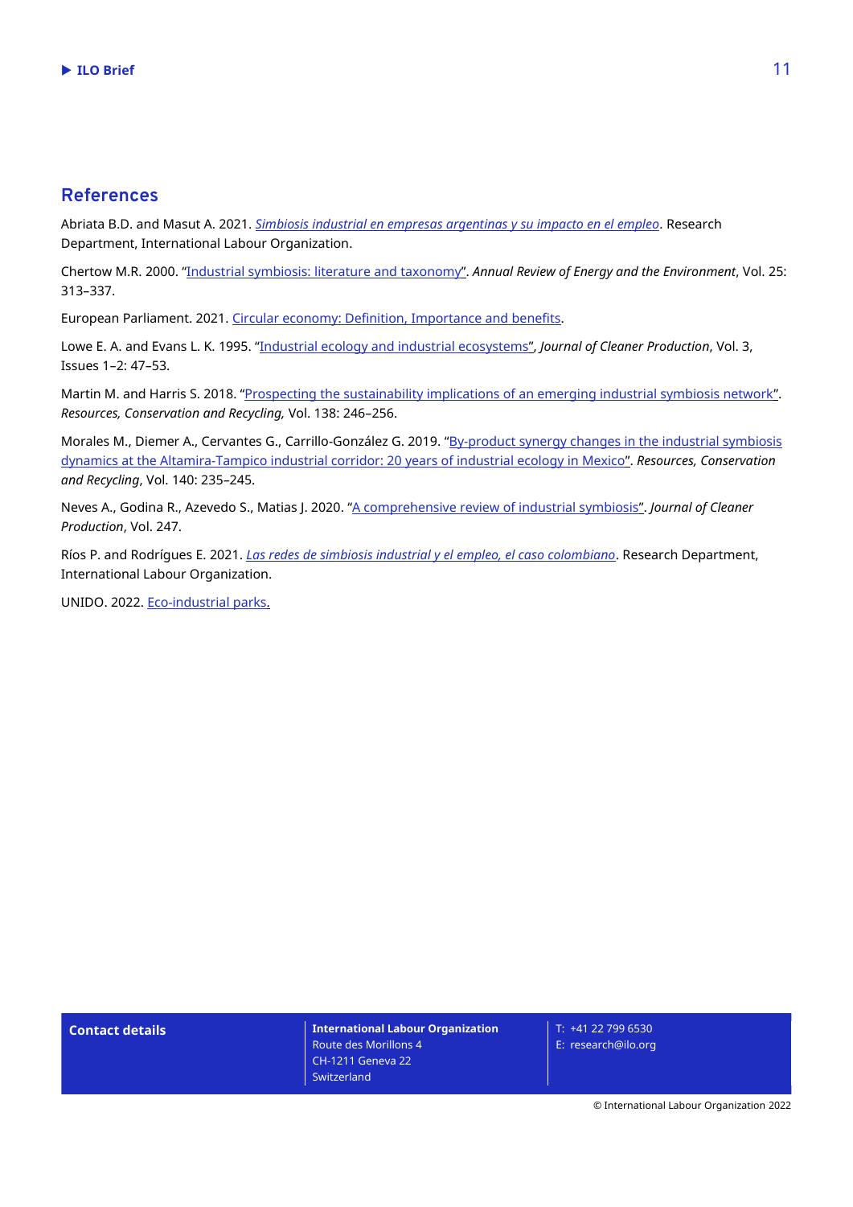## References

Abriata B.D. and Masut A. 2021. *Simbiosis industrial en empresas argentinas y su impacto en el empleo*. Research Department, International Labour Organization.

Chertow M.R. 2000. "Industrial symbiosis: literature and taxonomy". *Annual Review of Energy and the Environment*, Vol. 25: 313–337.

European Parliament. 2021. Circular economy: Definition, Importance and benefits.

Lowe E. A. and Evans L. K. 1995. "Industrial ecology and industrial ecosystems", *Journal of Cleaner Production*, Vol. 3, Issues 1–2: 47–53.

Martin M. and Harris S. 2018. "Prospecting the sustainability implications of an emerging industrial symbiosis network". *Resources, Conservation and Recycling,* Vol. 138: 246–256.

Morales M., Diemer A., Cervantes G., Carrillo-González G. 2019. "By-product synergy changes in the industrial symbiosis dynamics at the Altamira-Tampico industrial corridor: 20 years of industrial ecology in Mexico". *Resources, Conservation and Recycling*, Vol. 140: 235–245.

Neves A., Godina R., Azevedo S., Matias J. 2020. "A comprehensive review of industrial symbiosis". *Journal of Cleaner Production*, Vol. 247.

Ríos P. and Rodrígues E. 2021. *Las redes de simbiosis industrial y el empleo, el caso colombiano*. Research Department, International Labour Organization.

UNIDO. 2022. Eco-industrial parks.

| | | |
|---|---|---|
| **Contact details** | **International Labour Organization**<br>Route des Morillons 4<br>CH-1211 Geneva 22<br>Switzerland | T: +41 22 799 6530<br>E: research@ilo.org |

© International Labour Organization 2022